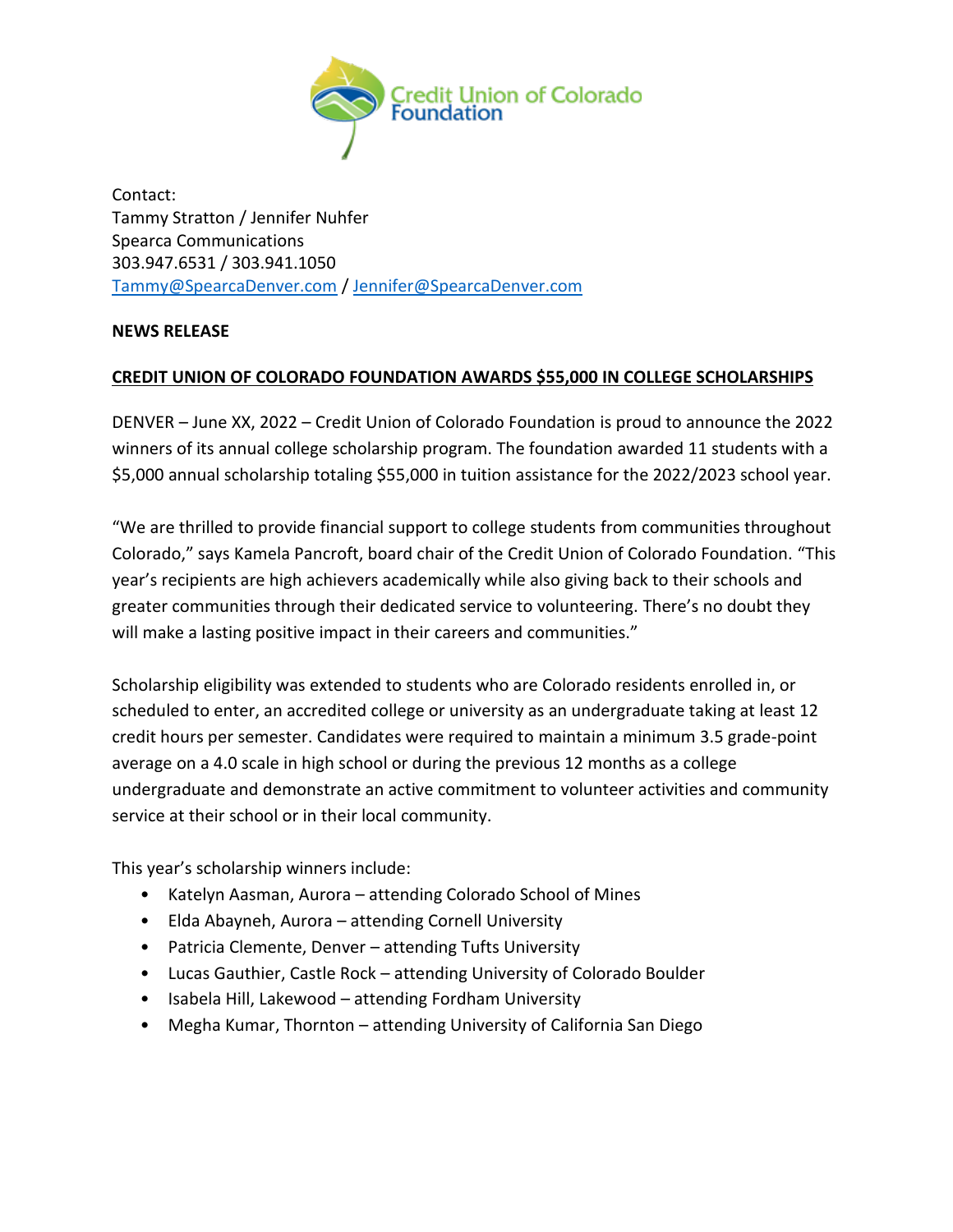Credit Union of Colorado Foundation

Contact:
Tammy Stratton / Jennifer Nuhfer
Spearca Communications
303.947.6531 / 303.941.1050
Tammy@SpearcaDenver.com / Jennifer@SpearcaDenver.com

**NEWS RELEASE**

**CREDIT UNION OF COLORADO FOUNDATION AWARDS $55,000 IN COLLEGE SCHOLARSHIPS**

DENVER – June XX, 2022 – Credit Union of Colorado Foundation is proud to announce the 2022 winners of its annual college scholarship program. The foundation awarded 11 students with a $5,000 annual scholarship totaling $55,000 in tuition assistance for the 2022/2023 school year.

"We are thrilled to provide financial support to college students from communities throughout Colorado," says Kamela Pancroft, board chair of the Credit Union of Colorado Foundation. "This year's recipients are high achievers academically while also giving back to their schools and greater communities through their dedicated service to volunteering. There's no doubt they will make a lasting positive impact in their careers and communities."

Scholarship eligibility was extended to students who are Colorado residents enrolled in, or scheduled to enter, an accredited college or university as an undergraduate taking at least 12 credit hours per semester. Candidates were required to maintain a minimum 3.5 grade-point average on a 4.0 scale in high school or during the previous 12 months as a college undergraduate and demonstrate an active commitment to volunteer activities and community service at their school or in their local community.

This year's scholarship winners include:

- Katelyn Aasman, Aurora – attending Colorado School of Mines
- Elda Abayneh, Aurora – attending Cornell University
- Patricia Clemente, Denver – attending Tufts University
- Lucas Gauthier, Castle Rock – attending University of Colorado Boulder
- Isabela Hill, Lakewood – attending Fordham University
- Megha Kumar, Thornton – attending University of California San Diego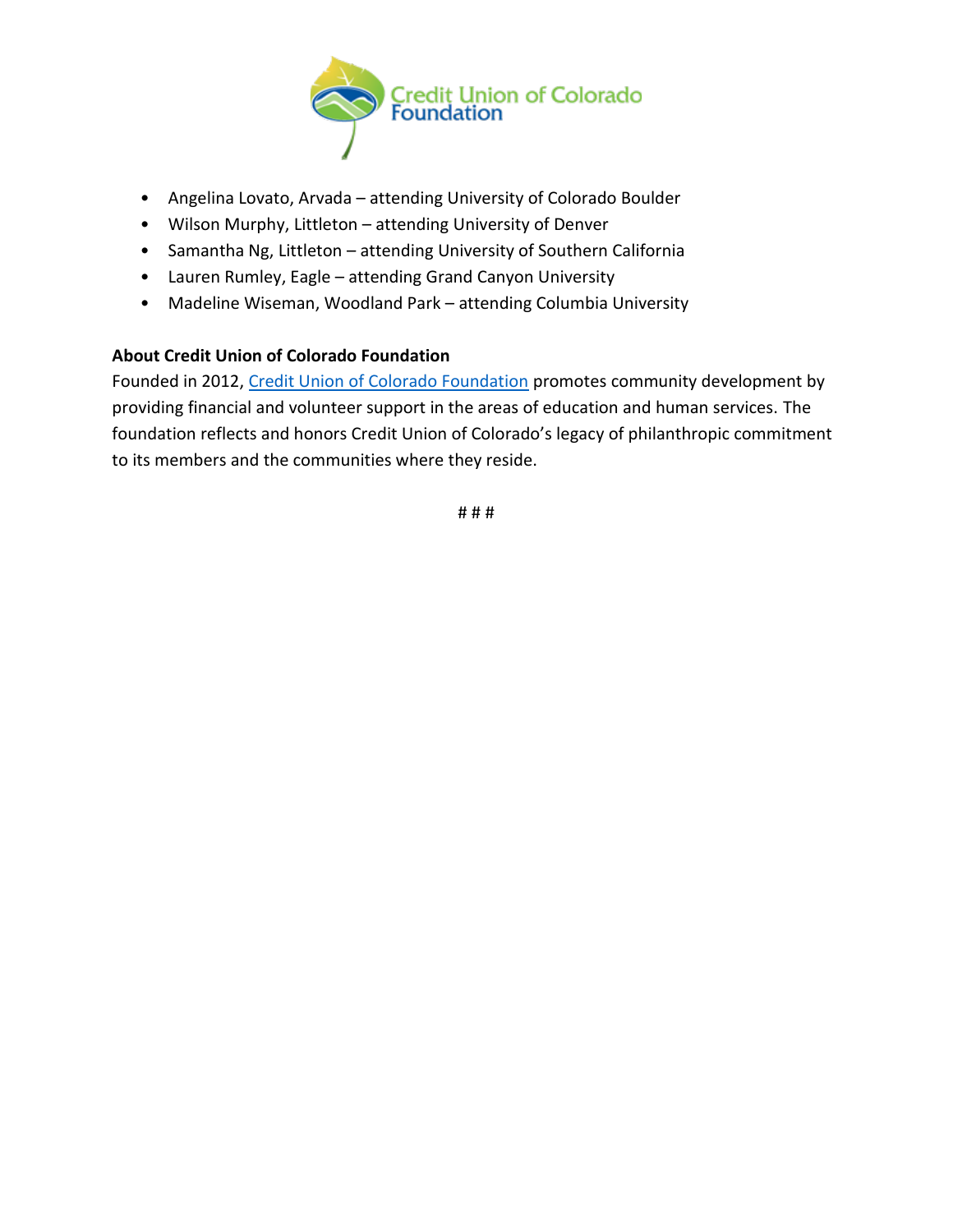- Angelina Lovato, Arvada – attending University of Colorado Boulder
- Wilson Murphy, Littleton – attending University of Denver
- Samantha Ng, Littleton – attending University of Southern California
- Lauren Rumley, Eagle – attending Grand Canyon University
- Madeline Wiseman, Woodland Park – attending Columbia University

**About Credit Union of Colorado Foundation**

Founded in 2012, Credit Union of Colorado Foundation promotes community development by providing financial and volunteer support in the areas of education and human services. The foundation reflects and honors Credit Union of Colorado's legacy of philanthropic commitment to its members and the communities where they reside.

# # #